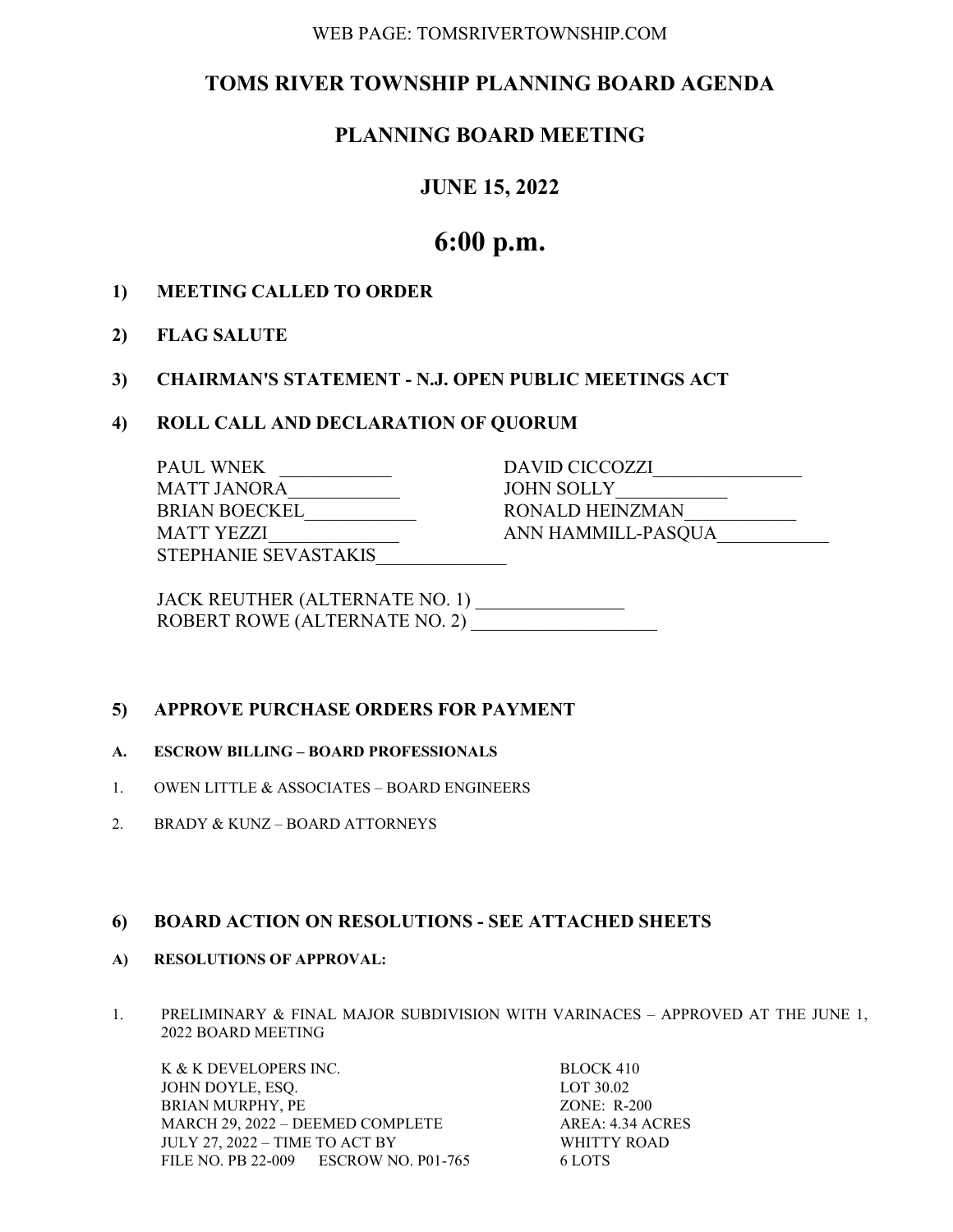WEB PAGE: TOMSRIVERTOWNSHIP.COM

# TOMS RIVER TOWNSHIP PLANNING BOARD AGENDA

## PLANNING BOARD MEETING

## JUNE 15, 2022

# 6:00 p.m.

**1) MEETING CALLED TO ORDER**

**2) FLAG SALUTE**

**3) CHAIRMAN'S STATEMENT - N.J. OPEN PUBLIC MEETINGS ACT**

**4) ROLL CALL AND DECLARATION OF QUORUM**

| | |
|---|---|
| PAUL WNEK ____________ | DAVID CICCOZZI________________ |
| MATT JANORA____________ | JOHN SOLLY____________ |
| BRIAN BOECKEL____________ | RONALD HEINZMAN____________ |
| MATT YEZZI______________ | ANN HAMMILL-PASQUA____________ |
| STEPHANIE SEVASTAKIS______________ | |

JACK REUTHER (ALTERNATE NO. 1) ________________
ROBERT ROWE (ALTERNATE NO. 2) ____________________

**5) APPROVE PURCHASE ORDERS FOR PAYMENT**

**A. ESCROW BILLING – BOARD PROFESSIONALS**

1. OWEN LITTLE & ASSOCIATES – BOARD ENGINEERS
2. BRADY & KUNZ – BOARD ATTORNEYS

**6) BOARD ACTION ON RESOLUTIONS - SEE ATTACHED SHEETS**

**A) RESOLUTIONS OF APPROVAL:**

1. PRELIMINARY & FINAL MAJOR SUBDIVISION WITH VARINACES – APPROVED AT THE JUNE 1, 2022 BOARD MEETING

| | |
|---|---|
| K & K DEVELOPERS INC. | BLOCK 410 |
| JOHN DOYLE, ESQ. | LOT 30.02 |
| BRIAN MURPHY, PE | ZONE: R-200 |
| MARCH 29, 2022 – DEEMED COMPLETE | AREA: 4.34 ACRES |
| JULY 27, 2022 – TIME TO ACT BY | WHITTY ROAD |
| FILE NO. PB 22-009 ESCROW NO. P01-765 | 6 LOTS |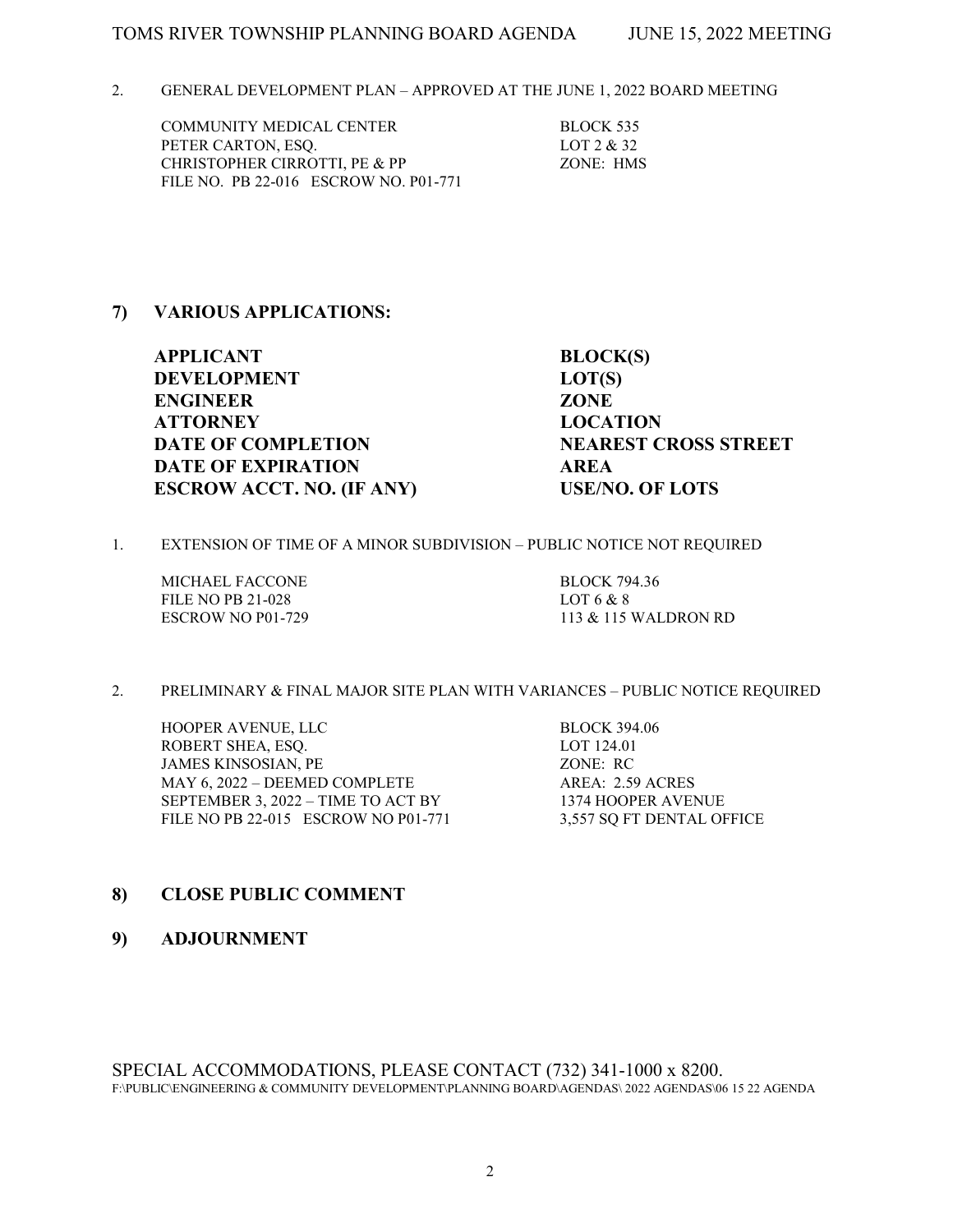2. GENERAL DEVELOPMENT PLAN – APPROVED AT THE JUNE 1, 2022 BOARD MEETING

| | |
|---|---|
| COMMUNITY MEDICAL CENTER | BLOCK 535 |
| PETER CARTON, ESQ. | LOT 2 & 32 |
| CHRISTOPHER CIRROTTI, PE & PP | ZONE: HMS |
| FILE NO. PB 22-016 ESCROW NO. P01-771 | |

## 7) VARIOUS APPLICATIONS:

| | |
|---|---|
| **APPLICANT** | **BLOCK(S)** |
| **DEVELOPMENT** | **LOT(S)** |
| **ENGINEER** | **ZONE** |
| **ATTORNEY** | **LOCATION** |
| **DATE OF COMPLETION** | **NEAREST CROSS STREET** |
| **DATE OF EXPIRATION** | **AREA** |
| **ESCROW ACCT. NO. (IF ANY)** | **USE/NO. OF LOTS** |

1. EXTENSION OF TIME OF A MINOR SUBDIVISION – PUBLIC NOTICE NOT REQUIRED

| | |
|---|---|
| MICHAEL FACCONE | BLOCK 794.36 |
| FILE NO PB 21-028 | LOT 6 & 8 |
| ESCROW NO P01-729 | 113 & 115 WALDRON RD |

2. PRELIMINARY & FINAL MAJOR SITE PLAN WITH VARIANCES – PUBLIC NOTICE REQUIRED

| | |
|---|---|
| HOOPER AVENUE, LLC | BLOCK 394.06 |
| ROBERT SHEA, ESQ. | LOT 124.01 |
| JAMES KINSOSIAN, PE | ZONE: RC |
| MAY 6, 2022 – DEEMED COMPLETE | AREA: 2.59 ACRES |
| SEPTEMBER 3, 2022 – TIME TO ACT BY | 1374 HOOPER AVENUE |
| FILE NO PB 22-015 ESCROW NO P01-771 | 3,557 SQ FT DENTAL OFFICE |

## 8) CLOSE PUBLIC COMMENT

## 9) ADJOURNMENT

SPECIAL ACCOMMODATIONS, PLEASE CONTACT (732) 341-1000 x 8200.

F:\PUBLIC\ENGINEERING & COMMUNITY DEVELOPMENT\PLANNING BOARD\AGENDAS\ 2022 AGENDAS\06 15 22 AGENDA